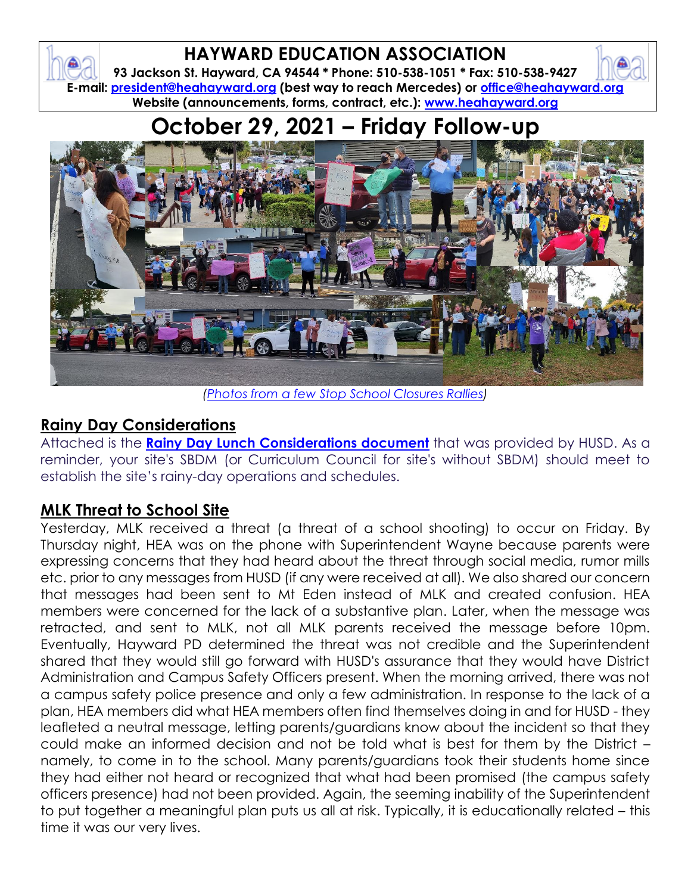# HAYWARD EDUCATION ASSOCIATION

**93 Jackson St. Hayward, CA 94544 * Phone: 510-538-1051 * Fax: 510-538-9427**
**E-mail: president@heahayward.org (best way to reach Mercedes) or office@heahayward.org**
**Website (announcements, forms, contract, etc.): www.heahayward.org**

# October 29, 2021 – Friday Follow-up

*(Photos from a few Stop School Closures Rallies)*

## Rainy Day Considerations

Attached is the **Rainy Day Lunch Considerations document** that was provided by HUSD. As a reminder, your site's SBDM (or Curriculum Council for site's without SBDM) should meet to establish the site's rainy-day operations and schedules.

## MLK Threat to School Site

Yesterday, MLK received a threat (a threat of a school shooting) to occur on Friday. By Thursday night, HEA was on the phone with Superintendent Wayne because parents were expressing concerns that they had heard about the threat through social media, rumor mills etc. prior to any messages from HUSD (if any were received at all). We also shared our concern that messages had been sent to Mt Eden instead of MLK and created confusion. HEA members were concerned for the lack of a substantive plan. Later, when the message was retracted, and sent to MLK, not all MLK parents received the message before 10pm. Eventually, Hayward PD determined the threat was not credible and the Superintendent shared that they would still go forward with HUSD's assurance that they would have District Administration and Campus Safety Officers present. When the morning arrived, there was not a campus safety police presence and only a few administration. In response to the lack of a plan, HEA members did what HEA members often find themselves doing in and for HUSD - they leafleted a neutral message, letting parents/guardians know about the incident so that they could make an informed decision and not be told what is best for them by the District – namely, to come in to the school. Many parents/guardians took their students home since they had either not heard or recognized that what had been promised (the campus safety officers presence) had not been provided. Again, the seeming inability of the Superintendent to put together a meaningful plan puts us all at risk. Typically, it is educationally related – this time it was our very lives.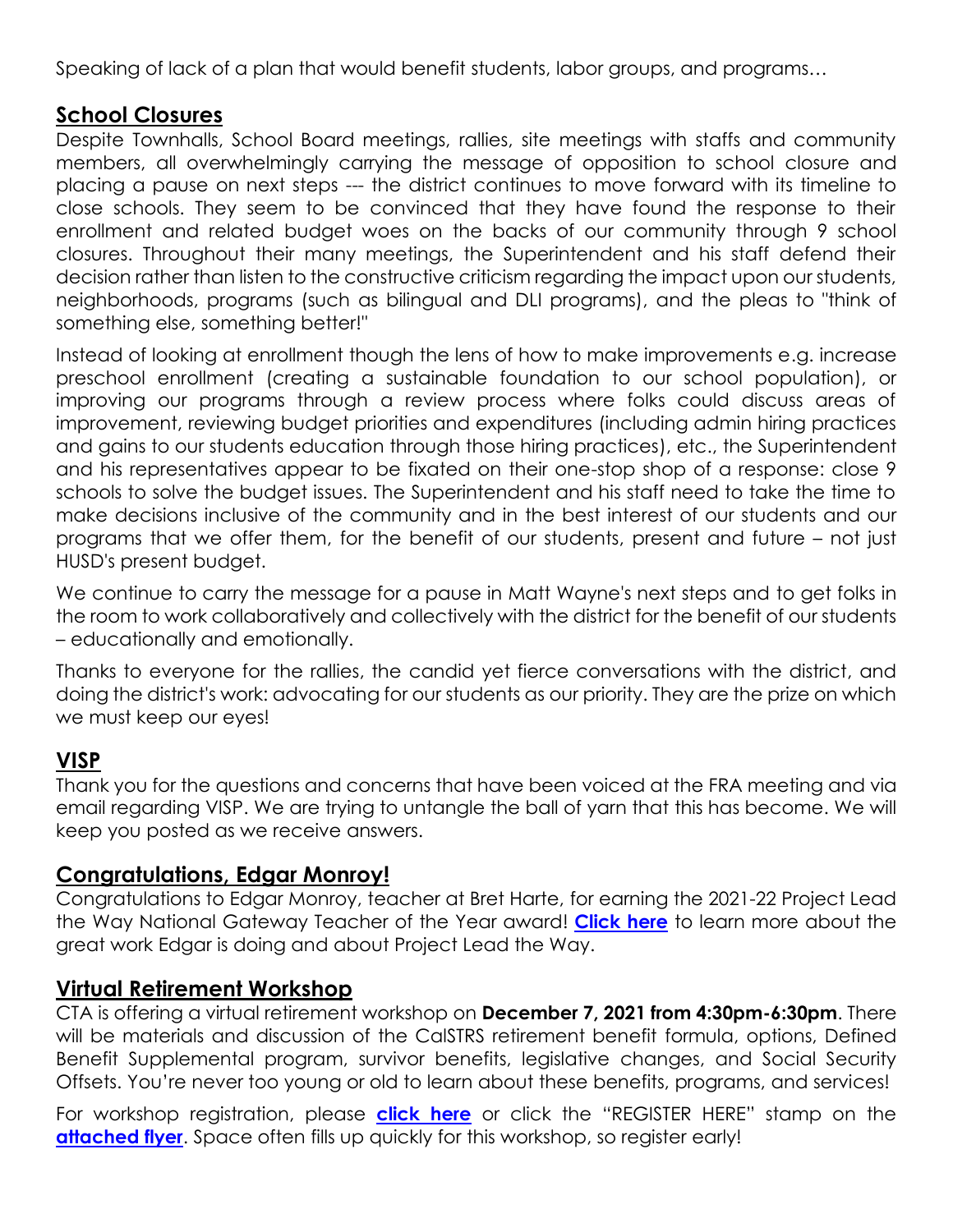Speaking of lack of a plan that would benefit students, labor groups, and programs…

## School Closures

Despite Townhalls, School Board meetings, rallies, site meetings with staffs and community members, all overwhelmingly carrying the message of opposition to school closure and placing a pause on next steps --- the district continues to move forward with its timeline to close schools. They seem to be convinced that they have found the response to their enrollment and related budget woes on the backs of our community through 9 school closures. Throughout their many meetings, the Superintendent and his staff defend their decision rather than listen to the constructive criticism regarding the impact upon our students, neighborhoods, programs (such as bilingual and DLI programs), and the pleas to "think of something else, something better!"

Instead of looking at enrollment though the lens of how to make improvements e.g. increase preschool enrollment (creating a sustainable foundation to our school population), or improving our programs through a review process where folks could discuss areas of improvement, reviewing budget priorities and expenditures (including admin hiring practices and gains to our students education through those hiring practices), etc., the Superintendent and his representatives appear to be fixated on their one-stop shop of a response: close 9 schools to solve the budget issues. The Superintendent and his staff need to take the time to make decisions inclusive of the community and in the best interest of our students and our programs that we offer them, for the benefit of our students, present and future – not just HUSD's present budget.

We continue to carry the message for a pause in Matt Wayne's next steps and to get folks in the room to work collaboratively and collectively with the district for the benefit of our students – educationally and emotionally.

Thanks to everyone for the rallies, the candid yet fierce conversations with the district, and doing the district's work: advocating for our students as our priority. They are the prize on which we must keep our eyes!

## VISP

Thank you for the questions and concerns that have been voiced at the FRA meeting and via email regarding VISP. We are trying to untangle the ball of yarn that this has become. We will keep you posted as we receive answers.

## Congratulations, Edgar Monroy!

Congratulations to Edgar Monroy, teacher at Bret Harte, for earning the 2021-22 Project Lead the Way National Gateway Teacher of the Year award! **Click here** to learn more about the great work Edgar is doing and about Project Lead the Way.

## Virtual Retirement Workshop

CTA is offering a virtual retirement workshop on **December 7, 2021 from 4:30pm-6:30pm**. There will be materials and discussion of the CalSTRS retirement benefit formula, options, Defined Benefit Supplemental program, survivor benefits, legislative changes, and Social Security Offsets. You're never too young or old to learn about these benefits, programs, and services!

For workshop registration, please **click here** or click the "REGISTER HERE" stamp on the **attached flyer**. Space often fills up quickly for this workshop, so register early!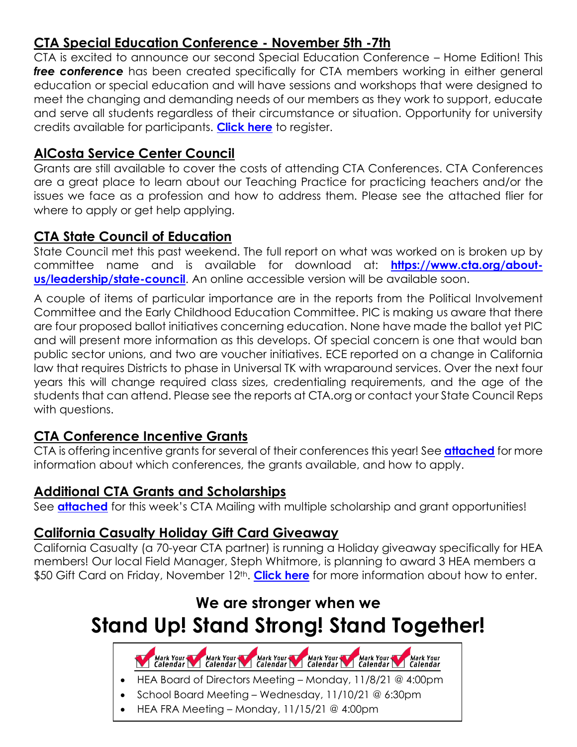## CTA Special Education Conference - November 5th -7th

CTA is excited to announce our second Special Education Conference – Home Edition! This ***free conference*** has been created specifically for CTA members working in either general education or special education and will have sessions and workshops that were designed to meet the changing and demanding needs of our members as they work to support, educate and serve all students regardless of their circumstance or situation. Opportunity for university credits available for participants. **Click here** to register.

## AlCosta Service Center Council

Grants are still available to cover the costs of attending CTA Conferences. CTA Conferences are a great place to learn about our Teaching Practice for practicing teachers and/or the issues we face as a profession and how to address them. Please see the attached flier for where to apply or get help applying.

## CTA State Council of Education

State Council met this past weekend. The full report on what was worked on is broken up by committee name and is available for download at: **https://www.cta.org/about-us/leadership/state-council**. An online accessible version will be available soon.

A couple of items of particular importance are in the reports from the Political Involvement Committee and the Early Childhood Education Committee. PIC is making us aware that there are four proposed ballot initiatives concerning education. None have made the ballot yet PIC and will present more information as this develops. Of special concern is one that would ban public sector unions, and two are voucher initiatives. ECE reported on a change in California law that requires Districts to phase in Universal TK with wraparound services. Over the next four years this will change required class sizes, credentialing requirements, and the age of the students that can attend. Please see the reports at CTA.org or contact your State Council Reps with questions.

## CTA Conference Incentive Grants

CTA is offering incentive grants for several of their conferences this year! See **attached** for more information about which conferences, the grants available, and how to apply.

## Additional CTA Grants and Scholarships

See **attached** for this week's CTA Mailing with multiple scholarship and grant opportunities!

## California Casualty Holiday Gift Card Giveaway

California Casualty (a 70-year CTA partner) is running a Holiday giveaway specifically for HEA members! Our local Field Manager, Steph Whitmore, is planning to award 3 HEA members a $50 Gift Card on Friday, November 12th. **Click here** for more information about how to enter.

### We are stronger when we

# Stand Up! Stand Strong! Stand Together!

Mark Your Calendar Mark Your Calendar Mark Your Calendar Mark Your Calendar Mark Your Calendar Mark Your Calendar

- HEA Board of Directors Meeting – Monday, 11/8/21 @ 4:00pm
- School Board Meeting – Wednesday, 11/10/21 @ 6:30pm
- HEA FRA Meeting – Monday, 11/15/21 @ 4:00pm